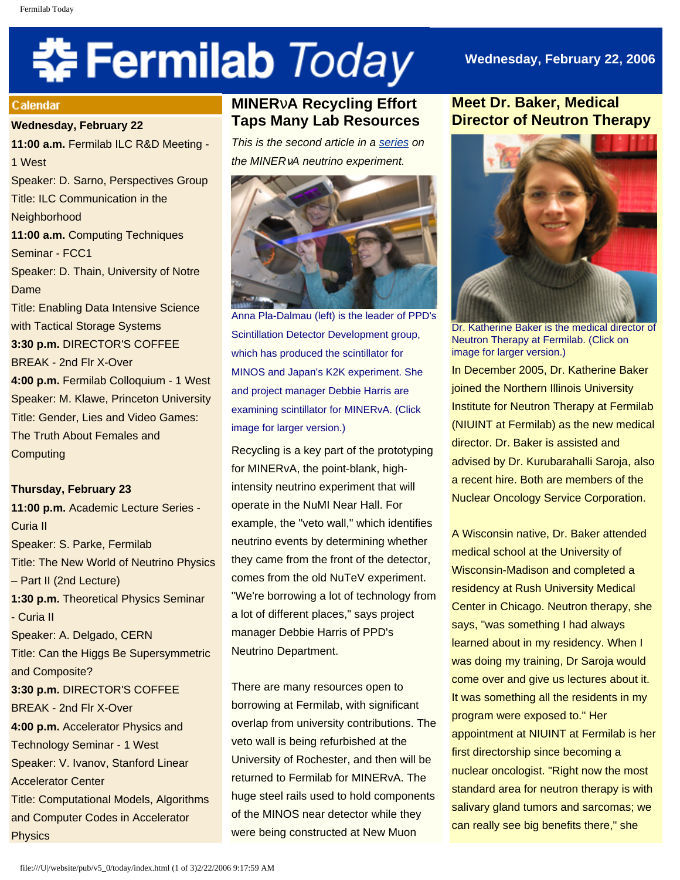# Fermilab Today

Wednesday, February 22, 2006

## Calendar

**Wednesday, February 22**

**11:00 a.m.** Fermilab ILC R&D Meeting - 1 West
Speaker: D. Sarno, Perspectives Group
Title: ILC Communication in the Neighborhood

**11:00 a.m.** Computing Techniques Seminar - FCC1
Speaker: D. Thain, University of Notre Dame
Title: Enabling Data Intensive Science with Tactical Storage Systems

**3:30 p.m.** DIRECTOR'S COFFEE BREAK - 2nd Flr X-Over

**4:00 p.m.** Fermilab Colloquium - 1 West
Speaker: M. Klawe, Princeton University
Title: Gender, Lies and Video Games: The Truth About Females and Computing

**Thursday, February 23**

**11:00 p.m.** Academic Lecture Series - Curia II
Speaker: S. Parke, Fermilab
Title: The New World of Neutrino Physics – Part II (2nd Lecture)

**1:30 p.m.** Theoretical Physics Seminar - Curia II
Speaker: A. Delgado, CERN
Title: Can the Higgs Be Supersymmetric and Composite?

**3:30 p.m.** DIRECTOR'S COFFEE BREAK - 2nd Flr X-Over

**4:00 p.m.** Accelerator Physics and Technology Seminar - 1 West
Speaker: V. Ivanov, Stanford Linear Accelerator Center
Title: Computational Models, Algorithms and Computer Codes in Accelerator Physics

## MINERνA Recycling Effort Taps Many Lab Resources

*This is the second article in a series on the MINERνA neutrino experiment.*

Anna Pla-Dalmau (left) is the leader of PPD's Scintillation Detector Development group, which has produced the scintillator for MINOS and Japan's K2K experiment. She and project manager Debbie Harris are examining scintillator for MINERvA. (Click image for larger version.)

Recycling is a key part of the prototyping for MINERvA, the point-blank, high-intensity neutrino experiment that will operate in the NuMI Near Hall. For example, the "veto wall," which identifies neutrino events by determining whether they came from the front of the detector, comes from the old NuTeV experiment. "We're borrowing a lot of technology from a lot of different places," says project manager Debbie Harris of PPD's Neutrino Department.

There are many resources open to borrowing at Fermilab, with significant overlap from university contributions. The veto wall is being refurbished at the University of Rochester, and then will be returned to Fermilab for MINERvA. The huge steel rails used to hold components of the MINOS near detector while they were being constructed at New Muon

## Meet Dr. Baker, Medical Director of Neutron Therapy

Dr. Katherine Baker is the medical director of Neutron Therapy at Fermilab. (Click on image for larger version.)

In December 2005, Dr. Katherine Baker joined the Northern Illinois University Institute for Neutron Therapy at Fermilab (NIUINT at Fermilab) as the new medical director. Dr. Baker is assisted and advised by Dr. Kurubarahalli Saroja, also a recent hire. Both are members of the Nuclear Oncology Service Corporation.

A Wisconsin native, Dr. Baker attended medical school at the University of Wisconsin-Madison and completed a residency at Rush University Medical Center in Chicago. Neutron therapy, she says, "was something I had always learned about in my residency. When I was doing my training, Dr Saroja would come over and give us lectures about it. It was something all the residents in my program were exposed to." Her appointment at NIUINT at Fermilab is her first directorship since becoming a nuclear oncologist. "Right now the most standard area for neutron therapy is with salivary gland tumors and sarcomas; we can really see big benefits there," she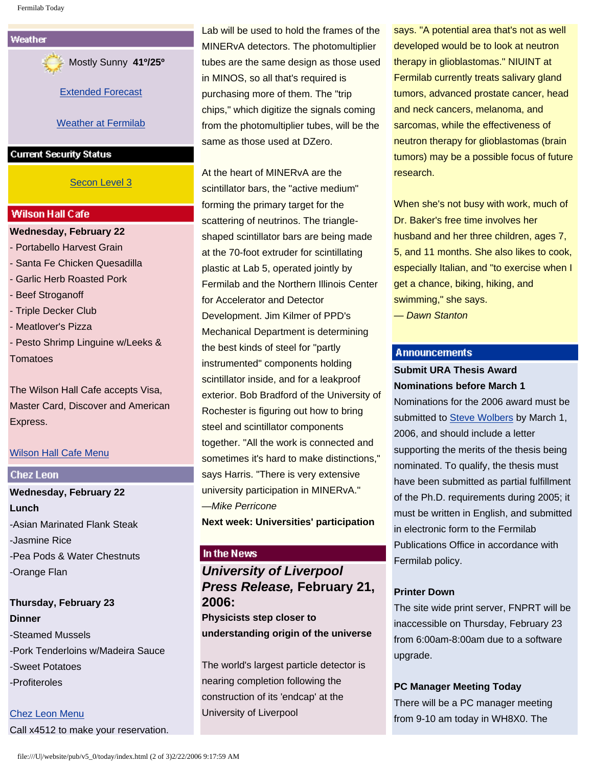## Weather

Mostly Sunny **41°/25°**

[Extended Forecast]

[Weather at Fermilab]

## Current Security Status

[Secon Level 3]

## Wilson Hall Cafe

**Wednesday, February 22**

- Portabello Harvest Grain
- Santa Fe Chicken Quesadilla
- Garlic Herb Roasted Pork
- Beef Stroganoff
- Triple Decker Club
- Meatlover's Pizza
- Pesto Shrimp Linguine w/Leeks & Tomatoes

The Wilson Hall Cafe accepts Visa, Master Card, Discover and American Express.

[Wilson Hall Cafe Menu]

## Chez Leon

**Wednesday, February 22**
**Lunch**

-Asian Marinated Flank Steak
-Jasmine Rice
-Pea Pods & Water Chestnuts
-Orange Flan

**Thursday, February 23**
**Dinner**

-Steamed Mussels
-Pork Tenderloins w/Madeira Sauce
-Sweet Potatoes
-Profiteroles

[Chez Leon Menu]

Call x4512 to make your reservation.

Lab will be used to hold the frames of the MINERvA detectors. The photomultiplier tubes are the same design as those used in MINOS, so all that's required is purchasing more of them. The "trip chips," which digitize the signals coming from the photomultiplier tubes, will be the same as those used at DZero.

At the heart of MINERvA are the scintillator bars, the "active medium" forming the primary target for the scattering of neutrinos. The triangle-shaped scintillator bars are being made at the 70-foot extruder for scintillating plastic at Lab 5, operated jointly by Fermilab and the Northern Illinois Center for Accelerator and Detector Development. Jim Kilmer of PPD's Mechanical Department is determining the best kinds of steel for "partly instrumented" components holding scintillator inside, and for a leakproof exterior. Bob Bradford of the University of Rochester is figuring out how to bring steel and scintillator components together. "All the work is connected and sometimes it's hard to make distinctions," says Harris. "There is very extensive university participation in MINERvA."
*—Mike Perricone*

**Next week: Universities' participation**

## In the News

### *University of Liverpool Press Release,* February 21, 2006:

**Physicists step closer to understanding origin of the universe**

The world's largest particle detector is nearing completion following the construction of its 'endcap' at the University of Liverpool

says. "A potential area that's not as well developed would be to look at neutron therapy in glioblastomas." NIUINT at Fermilab currently treats salivary gland tumors, advanced prostate cancer, head and neck cancers, melanoma, and sarcomas, while the effectiveness of neutron therapy for glioblastomas (brain tumors) may be a possible focus of future research.

When she's not busy with work, much of Dr. Baker's free time involves her husband and her three children, ages 7, 5, and 11 months. She also likes to cook, especially Italian, and "to exercise when I get a chance, biking, hiking, and swimming," she says.
*— Dawn Stanton*

## Announcements

**Submit URA Thesis Award Nominations before March 1**
Nominations for the 2006 award must be submitted to [Steve Wolbers] by March 1, 2006, and should include a letter supporting the merits of the thesis being nominated. To qualify, the thesis must have been submitted as partial fulfillment of the Ph.D. requirements during 2005; it must be written in English, and submitted in electronic form to the Fermilab Publications Office in accordance with Fermilab policy.

**Printer Down**
The site wide print server, FNPRT will be inaccessible on Thursday, February 23 from 6:00am-8:00am due to a software upgrade.

**PC Manager Meeting Today**
There will be a PC manager meeting from 9-10 am today in WH8X0. The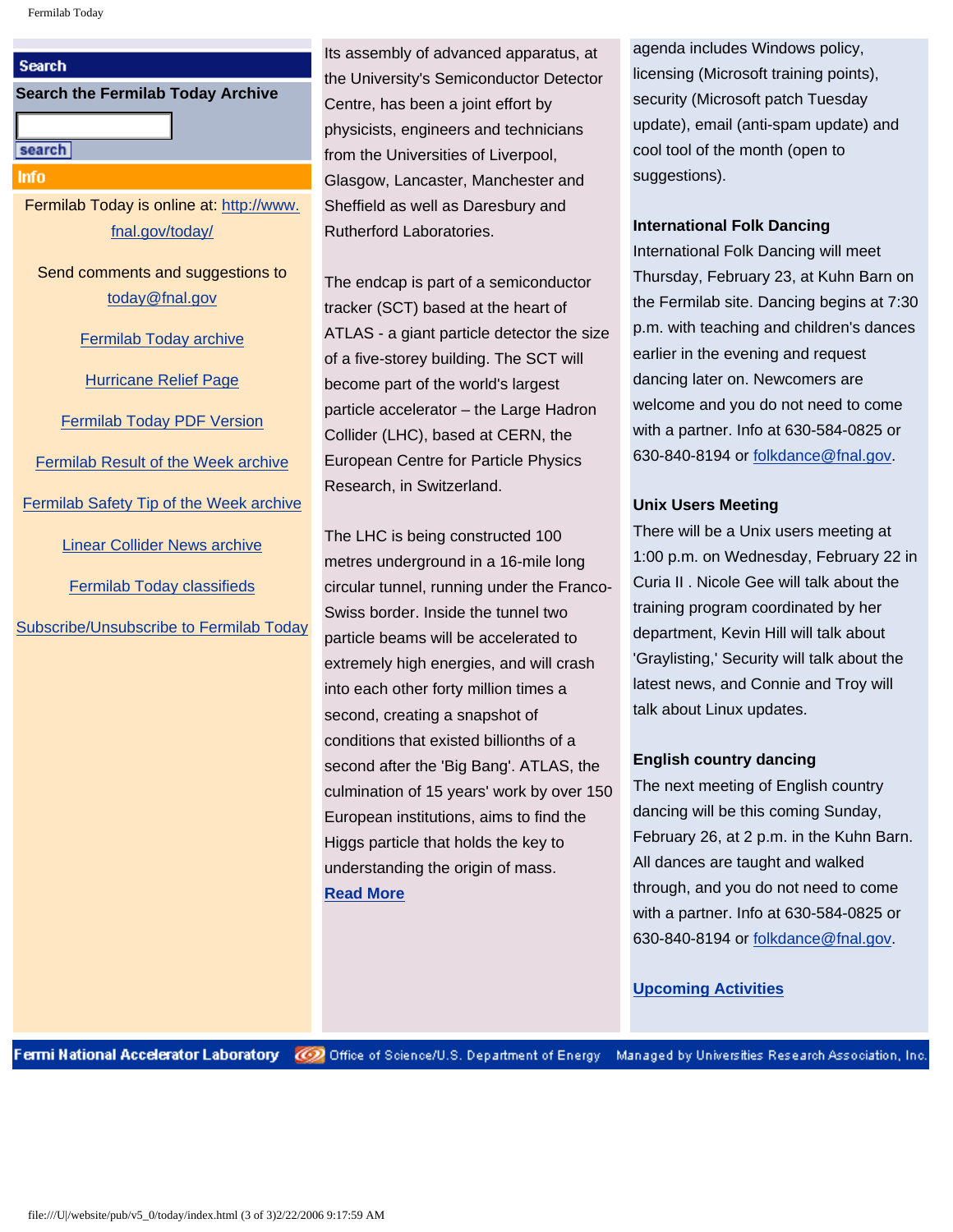## Search

**Search the Fermilab Today Archive**

search

## Info

Fermilab Today is online at: http://www.fnal.gov/today/

Send comments and suggestions to today@fnal.gov

Fermilab Today archive

Hurricane Relief Page

Fermilab Today PDF Version

Fermilab Result of the Week archive

Fermilab Safety Tip of the Week archive

Linear Collider News archive

Fermilab Today classifieds

Subscribe/Unsubscribe to Fermilab Today

Its assembly of advanced apparatus, at the University's Semiconductor Detector Centre, has been a joint effort by physicists, engineers and technicians from the Universities of Liverpool, Glasgow, Lancaster, Manchester and Sheffield as well as Daresbury and Rutherford Laboratories.

The endcap is part of a semiconductor tracker (SCT) based at the heart of ATLAS - a giant particle detector the size of a five-storey building. The SCT will become part of the world's largest particle accelerator – the Large Hadron Collider (LHC), based at CERN, the European Centre for Particle Physics Research, in Switzerland.

The LHC is being constructed 100 metres underground in a 16-mile long circular tunnel, running under the Franco-Swiss border. Inside the tunnel two particle beams will be accelerated to extremely high energies, and will crash into each other forty million times a second, creating a snapshot of conditions that existed billionths of a second after the 'Big Bang'. ATLAS, the culmination of 15 years' work by over 150 European institutions, aims to find the Higgs particle that holds the key to understanding the origin of mass.
**Read More**

agenda includes Windows policy, licensing (Microsoft training points), security (Microsoft patch Tuesday update), email (anti-spam update) and cool tool of the month (open to suggestions).

**International Folk Dancing**
International Folk Dancing will meet Thursday, February 23, at Kuhn Barn on the Fermilab site. Dancing begins at 7:30 p.m. with teaching and children's dances earlier in the evening and request dancing later on. Newcomers are welcome and you do not need to come with a partner. Info at 630-584-0825 or 630-840-8194 or folkdance@fnal.gov.

**Unix Users Meeting**
There will be a Unix users meeting at 1:00 p.m. on Wednesday, February 22 in Curia II . Nicole Gee will talk about the training program coordinated by her department, Kevin Hill will talk about 'Graylisting,' Security will talk about the latest news, and Connie and Troy will talk about Linux updates.

**English country dancing**
The next meeting of English country dancing will be this coming Sunday, February 26, at 2 p.m. in the Kuhn Barn. All dances are taught and walked through, and you do not need to come with a partner. Info at 630-584-0825 or 630-840-8194 or folkdance@fnal.gov.

**Upcoming Activities**

Fermi National Accelerator Laboratory — Office of Science/U.S. Department of Energy — Managed by Universities Research Association, Inc.